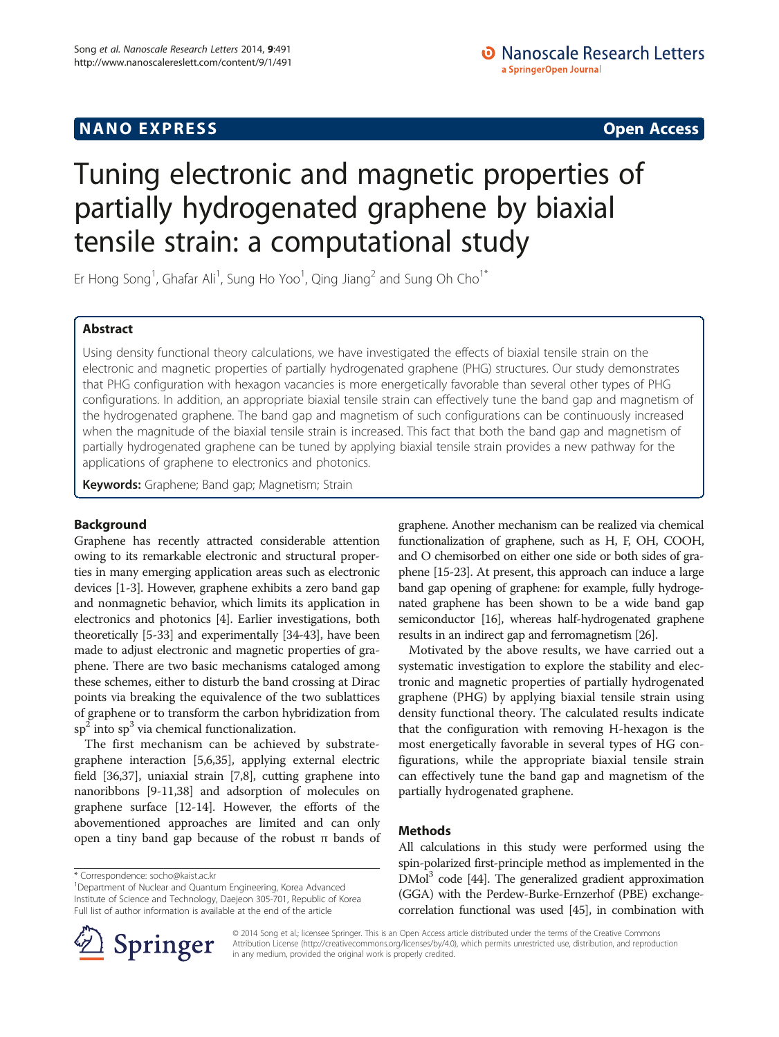NANO EXPRESS **Open Access**

# Tuning electronic and magnetic properties of partially hydrogenated graphene by biaxial tensile strain: a computational study

Er Hong Song[1], Ghafar Ali[1], Sung Ho Yoo[1], Qing Jiang[2] and Sung Oh Cho[1*]

## Abstract

Using density functional theory calculations, we have investigated the effects of biaxial tensile strain on the electronic and magnetic properties of partially hydrogenated graphene (PHG) structures. Our study demonstrates that PHG configuration with hexagon vacancies is more energetically favorable than several other types of PHG configurations. In addition, an appropriate biaxial tensile strain can effectively tune the band gap and magnetism of the hydrogenated graphene. The band gap and magnetism of such configurations can be continuously increased when the magnitude of the biaxial tensile strain is increased. This fact that both the band gap and magnetism of partially hydrogenated graphene can be tuned by applying biaxial tensile strain provides a new pathway for the applications of graphene to electronics and photonics.

**Keywords:** Graphene; Band gap; Magnetism; Strain

## Background

Graphene has recently attracted considerable attention owing to its remarkable electronic and structural properties in many emerging application areas such as electronic devices [1-3]. However, graphene exhibits a zero band gap and nonmagnetic behavior, which limits its application in electronics and photonics [4]. Earlier investigations, both theoretically [5-33] and experimentally [34-43], have been made to adjust electronic and magnetic properties of graphene. There are two basic mechanisms cataloged among these schemes, either to disturb the band crossing at Dirac points via breaking the equivalence of the two sublattices of graphene or to transform the carbon hybridization from $sp^2$ into $sp^3$ via chemical functionalization.

The first mechanism can be achieved by substrate-graphene interaction [5,6,35], applying external electric field [36,37], uniaxial strain [7,8], cutting graphene into nanoribbons [9-11,38] and adsorption of molecules on graphene surface [12-14]. However, the efforts of the abovementioned approaches are limited and can only open a tiny band gap because of the robust π bands of graphene. Another mechanism can be realized via chemical functionalization of graphene, such as H, F, OH, COOH, and O chemisorbed on either one side or both sides of graphene [15-23]. At present, this approach can induce a large band gap opening of graphene: for example, fully hydrogenated graphene has been shown to be a wide band gap semiconductor [16], whereas half-hydrogenated graphene results in an indirect gap and ferromagnetism [26].

Motivated by the above results, we have carried out a systematic investigation to explore the stability and electronic and magnetic properties of partially hydrogenated graphene (PHG) by applying biaxial tensile strain using density functional theory. The calculated results indicate that the configuration with removing H-hexagon is the most energetically favorable in several types of HG configurations, while the appropriate biaxial tensile strain can effectively tune the band gap and magnetism of the partially hydrogenated graphene.

## Methods

All calculations in this study were performed using the spin-polarized first-principle method as implemented in the DMol[3] code [44]. The generalized gradient approximation (GGA) with the Perdew-Burke-Ernzerhof (PBE) exchange-correlation functional was used [45], in combination with

\* Correspondence: socho@kaist.ac.kr
[1]Department of Nuclear and Quantum Engineering, Korea Advanced Institute of Science and Technology, Daejeon 305-701, Republic of Korea
Full list of author information is available at the end of the article

© 2014 Song et al.; licensee Springer. This is an Open Access article distributed under the terms of the Creative Commons Attribution License (http://creativecommons.org/licenses/by/4.0), which permits unrestricted use, distribution, and reproduction in any medium, provided the original work is properly credited.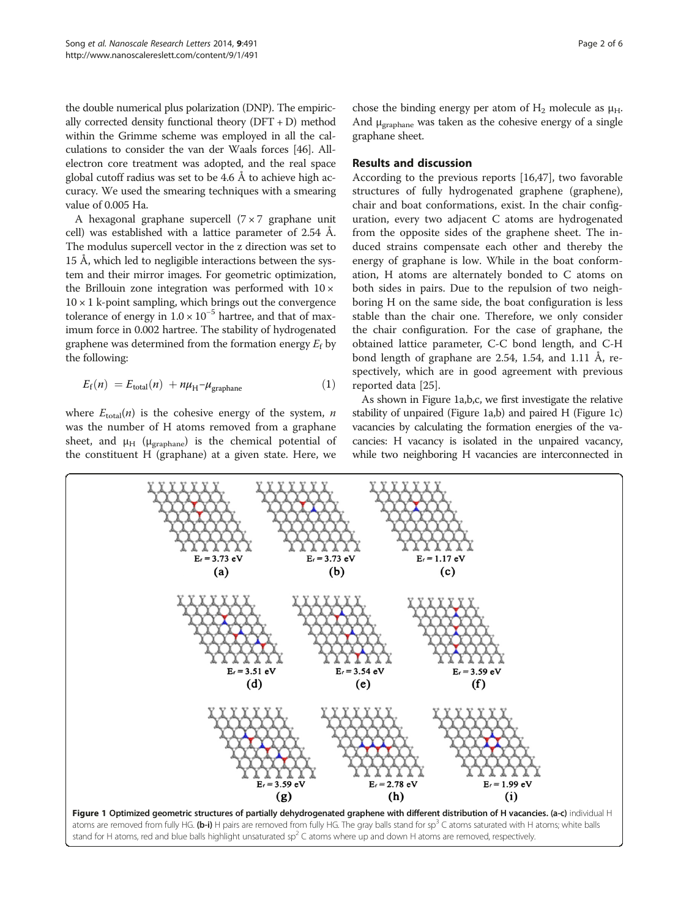the double numerical plus polarization (DNP). The empirically corrected density functional theory (DFT + D) method within the Grimme scheme was employed in all the calculations to consider the van der Waals forces [46]. All-electron core treatment was adopted, and the real space global cutoff radius was set to be 4.6 Å to achieve high accuracy. We used the smearing techniques with a smearing value of 0.005 Ha.

A hexagonal graphane supercell (7 × 7 graphane unit cell) was established with a lattice parameter of 2.54 Å. The modulus supercell vector in the z direction was set to 15 Å, which led to negligible interactions between the system and their mirror images. For geometric optimization, the Brillouin zone integration was performed with 10 × 10 × 1 k-point sampling, which brings out the convergence tolerance of energy in $1.0 \times 10^{-5}$ hartree, and that of maximum force in 0.002 hartree. The stability of hydrogenated graphene was determined from the formation energy $E_f$ by the following:

$$E_{\mathrm{f}}(n) = E_{\mathrm{total}}(n) + n\mu_{\mathrm{H}} - \mu_{\mathrm{graphane}} \tag{1}$$

where $E_{\mathrm{total}}(n)$ is the cohesive energy of the system, $n$ was the number of H atoms removed from a graphane sheet, and $\mu_{\mathrm{H}}$ ($\mu_{\mathrm{graphane}}$) is the chemical potential of the constituent H (graphane) at a given state. Here, we chose the binding energy per atom of $H_2$ molecule as $\mu_{\mathrm{H}}$. And $\mu_{\mathrm{graphane}}$ was taken as the cohesive energy of a single graphane sheet.

## Results and discussion

According to the previous reports [16,47], two favorable structures of fully hydrogenated graphene (graphene), chair and boat conformations, exist. In the chair configuration, every two adjacent C atoms are hydrogenated from the opposite sides of the graphene sheet. The induced strains compensate each other and thereby the energy of graphane is low. While in the boat conformation, H atoms are alternately bonded to C atoms on both sides in pairs. Due to the repulsion of two neighboring H on the same side, the boat configuration is less stable than the chair one. Therefore, we only consider the chair configuration. For the case of graphane, the obtained lattice parameter, C-C bond length, and C-H bond length of graphane are 2.54, 1.54, and 1.11 Å, respectively, which are in good agreement with previous reported data [25].

As shown in Figure 1a,b,c, we first investigate the relative stability of unpaired (Figure 1a,b) and paired H (Figure 1c) vacancies by calculating the formation energies of the vacancies: H vacancy is isolated in the unpaired vacancy, while two neighboring H vacancies are interconnected in

$E_f$ = 3.73 eV (a) $E_f$ = 3.73 eV (b) $E_f$ = 1.17 eV (c)

$E_f$ = 3.51 eV (d) $E_f$ = 3.54 eV (e) $E_f$ = 3.59 eV (f)

$E_f$ = 3.59 eV (g) $E_f$ = 2.78 eV (h) $E_f$ = 1.99 eV (i)

**Figure 1 Optimized geometric structures of partially dehydrogenated graphene with different distribution of H vacancies. (a-c)** individual H atoms are removed from fully HG. **(b-i)** H pairs are removed from fully HG. The gray balls stand for $sp^3$ C atoms saturated with H atoms; white balls stand for H atoms, red and blue balls highlight unsaturated $sp^2$ C atoms where up and down H atoms are removed, respectively.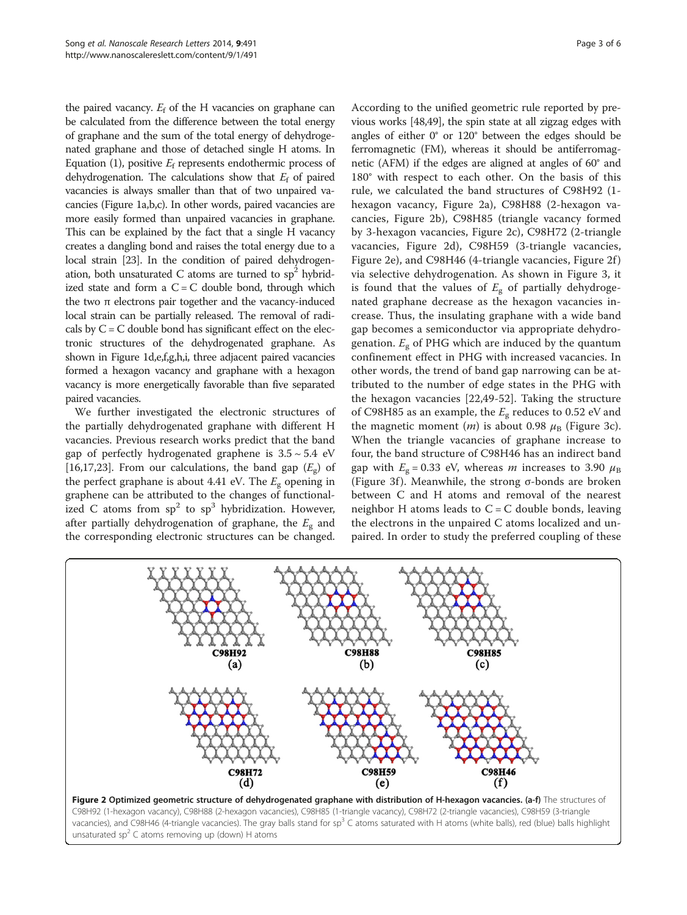the paired vacancy. $E_f$ of the H vacancies on graphane can be calculated from the difference between the total energy of graphane and the sum of the total energy of dehydrogenated graphane and those of detached single H atoms. In Equation (1), positive $E_f$ represents endothermic process of dehydrogenation. The calculations show that $E_f$ of paired vacancies is always smaller than that of two unpaired vacancies (Figure 1a,b,c). In other words, paired vacancies are more easily formed than unpaired vacancies in graphane. This can be explained by the fact that a single H vacancy creates a dangling bond and raises the total energy due to a local strain [23]. In the condition of paired dehydrogenation, both unsaturated C atoms are turned to $sp^2$ hybridized state and form a C = C double bond, through which the two π electrons pair together and the vacancy-induced local strain can be partially released. The removal of radicals by C = C double bond has significant effect on the electronic structures of the dehydrogenated graphane. As shown in Figure 1d,e,f,g,h,i, three adjacent paired vacancies formed a hexagon vacancy and graphane with a hexagon vacancy is more energetically favorable than five separated paired vacancies.

We further investigated the electronic structures of the partially dehydrogenated graphane with different H vacancies. Previous research works predict that the band gap of perfectly hydrogenated graphene is 3.5 ~ 5.4 eV [16,17,23]. From our calculations, the band gap ($E_g$) of the perfect graphane is about 4.41 eV. The $E_g$ opening in graphene can be attributed to the changes of functionalized C atoms from $sp^2$ to $sp^3$ hybridization. However, after partially dehydrogenation of graphane, the $E_g$ and the corresponding electronic structures can be changed. According to the unified geometric rule reported by previous works [48,49], the spin state at all zigzag edges with angles of either 0° or 120° between the edges should be ferromagnetic (FM), whereas it should be antiferromagnetic (AFM) if the edges are aligned at angles of 60° and 180° with respect to each other. On the basis of this rule, we calculated the band structures of C98H92 (1-hexagon vacancy, Figure 2a), C98H88 (2-hexagon vacancies, Figure 2b), C98H85 (triangle vacancy formed by 3-hexagon vacancies, Figure 2c), C98H72 (2-triangle vacancies, Figure 2d), C98H59 (3-triangle vacancies, Figure 2e), and C98H46 (4-triangle vacancies, Figure 2f) via selective dehydrogenation. As shown in Figure 3, it is found that the values of $E_g$ of partially dehydrogenated graphane decrease as the hexagon vacancies increase. Thus, the insulating graphane with a wide band gap becomes a semiconductor via appropriate dehydrogenation. $E_g$ of PHG which are induced by the quantum confinement effect in PHG with increased vacancies. In other words, the trend of band gap narrowing can be attributed to the number of edge states in the PHG with the hexagon vacancies [22,49-52]. Taking the structure of C98H85 as an example, the $E_g$ reduces to 0.52 eV and the magnetic moment ($m$) is about 0.98 $\mu_B$ (Figure 3c). When the triangle vacancies of graphane increase to four, the band structure of C98H46 has an indirect band gap with $E_g$ = 0.33 eV, whereas $m$ increases to 3.90 $\mu_B$ (Figure 3f). Meanwhile, the strong σ-bonds are broken between C and H atoms and removal of the nearest neighbor H atoms leads to C = C double bonds, leaving the electrons in the unpaired C atoms localized and unpaired. In order to study the preferred coupling of these

**Figure 2 Optimized geometric structure of dehydrogenated graphane with distribution of H-hexagon vacancies. (a-f)** The structures of C98H92 (1-hexagon vacancy), C98H88 (2-hexagon vacancies), C98H85 (1-triangle vacancy), C98H72 (2-triangle vacancies), C98H59 (3-triangle vacancies), and C98H46 (4-triangle vacancies). The gray balls stand for $sp^3$ C atoms saturated with H atoms (white balls), red (blue) balls highlight unsaturated $sp^2$ C atoms removing up (down) H atoms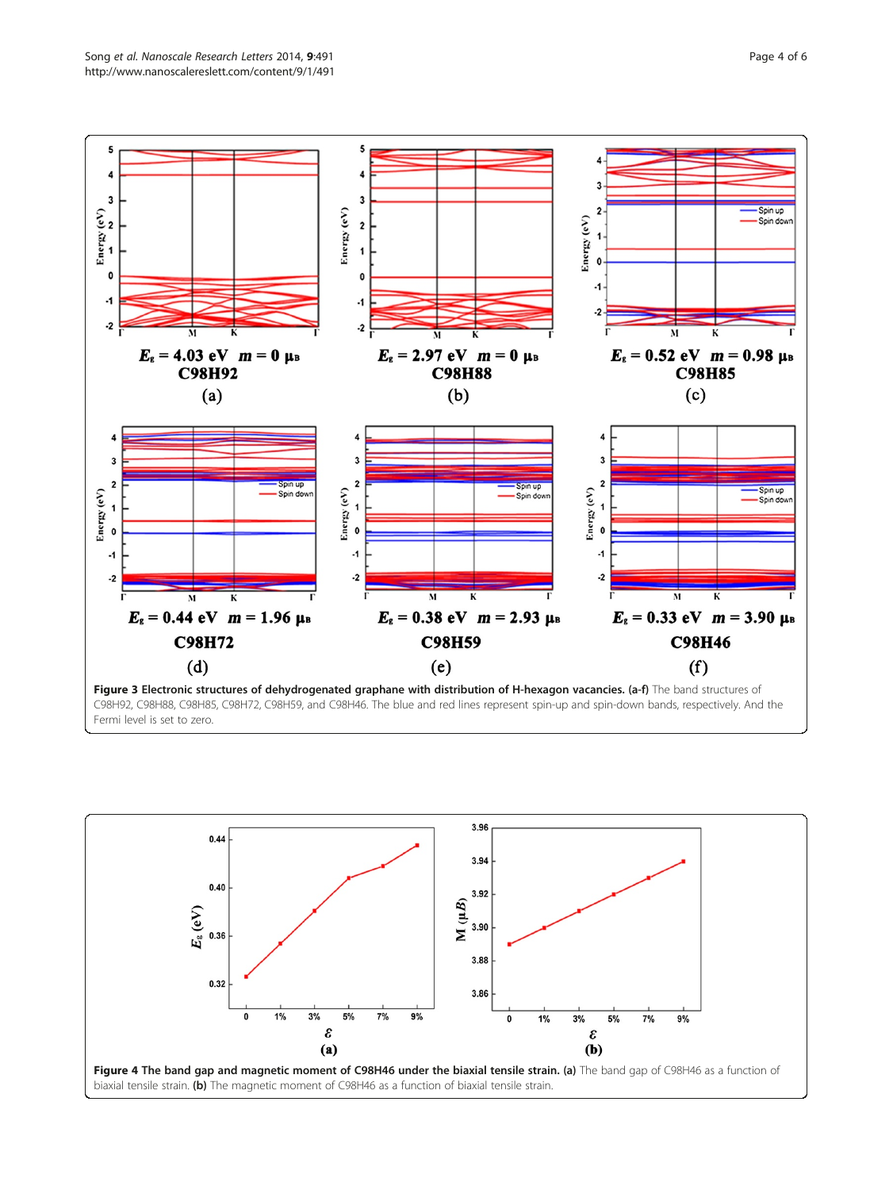**Figure 3 Electronic structures of dehydrogenated graphene with distribution of H-hexagon vacancies. (a-f)** The band structures of C98H92, C98H88, C98H85, C98H72, C98H59, and C98H46. The blue and red lines represent spin-up and spin-down bands, respectively. And the Fermi level is set to zero.

**Figure 4 The band gap and magnetic moment of C98H46 under the biaxial tensile strain. (a)** The band gap of C98H46 as a function of biaxial tensile strain. **(b)** The magnetic moment of C98H46 as a function of biaxial tensile strain.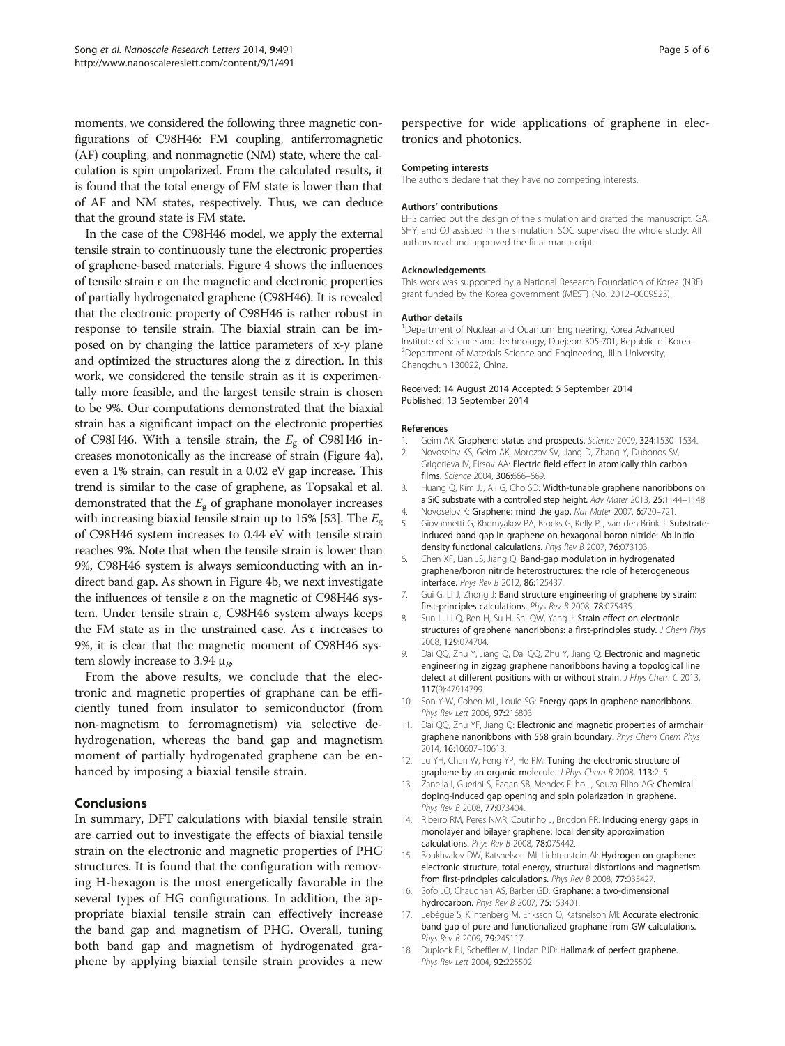moments, we considered the following three magnetic configurations of C98H46: FM coupling, antiferromagnetic (AF) coupling, and nonmagnetic (NM) state, where the calculation is spin unpolarized. From the calculated results, it is found that the total energy of FM state is lower than that of AF and NM states, respectively. Thus, we can deduce that the ground state is FM state.

In the case of the C98H46 model, we apply the external tensile strain to continuously tune the electronic properties of graphene-based materials. Figure 4 shows the influences of tensile strain ε on the magnetic and electronic properties of partially hydrogenated graphene (C98H46). It is revealed that the electronic property of C98H46 is rather robust in response to tensile strain. The biaxial strain can be imposed on by changing the lattice parameters of x-y plane and optimized the structures along the z direction. In this work, we considered the tensile strain as it is experimentally more feasible, and the largest tensile strain is chosen to be 9%. Our computations demonstrated that the biaxial strain has a significant impact on the electronic properties of C98H46. With a tensile strain, the $E_g$ of C98H46 increases monotonically as the increase of strain (Figure 4a), even a 1% strain, can result in a 0.02 eV gap increase. This trend is similar to the case of graphene, as Topsakal et al. demonstrated that the $E_g$ of graphane monolayer increases with increasing biaxial tensile strain up to 15% [53]. The $E_g$ of C98H46 system increases to 0.44 eV with tensile strain reaches 9%. Note that when the tensile strain is lower than 9%, C98H46 system is always semiconducting with an indirect band gap. As shown in Figure 4b, we next investigate the influences of tensile ε on the magnetic of C98H46 system. Under tensile strain ε, C98H46 system always keeps the FM state as in the unstrained case. As ε increases to 9%, it is clear that the magnetic moment of C98H46 system slowly increase to 3.94 $\mu_B$.

From the above results, we conclude that the electronic and magnetic properties of graphane can be efficiently tuned from insulator to semiconductor (from non-magnetism to ferromagnetism) via selective dehydrogenation, whereas the band gap and magnetism moment of partially hydrogenated graphene can be enhanced by imposing a biaxial tensile strain.

## Conclusions

In summary, DFT calculations with biaxial tensile strain are carried out to investigate the effects of biaxial tensile strain on the electronic and magnetic properties of PHG structures. It is found that the configuration with removing H-hexagon is the most energetically favorable in the several types of HG configurations. In addition, the appropriate biaxial tensile strain can effectively increase the band gap and magnetism of PHG. Overall, tuning both band gap and magnetism of hydrogenated graphene by applying biaxial tensile strain provides a new perspective for wide applications of graphene in electronics and photonics.

#### Competing interests

The authors declare that they have no competing interests.

#### Authors' contributions

EHS carried out the design of the simulation and drafted the manuscript. GA, SHY, and QJ assisted in the simulation. SOC supervised the whole study. All authors read and approved the final manuscript.

#### Acknowledgements

This work was supported by a National Research Foundation of Korea (NRF) grant funded by the Korea government (MEST) (No. 2012–0009523).

#### Author details

[1]Department of Nuclear and Quantum Engineering, Korea Advanced Institute of Science and Technology, Daejeon 305-701, Republic of Korea. [2]Department of Materials Science and Engineering, Jilin University, Changchun 130022, China.

Received: 14 August 2014 Accepted: 5 September 2014
Published: 13 September 2014

#### References

1. Geim AK: **Graphene: status and prospects.** *Science* 2009, **324:**1530–1534.
2. Novoselov KS, Geim AK, Morozov SV, Jiang D, Zhang Y, Dubonos SV, Grigorieva IV, Firsov AA: **Electric field effect in atomically thin carbon films.** *Science* 2004, **306:**666–669.
3. Huang Q, Kim JJ, Ali G, Cho SO: **Width-tunable graphene nanoribbons on a SiC substrate with a controlled step height.** *Adv Mater* 2013, **25:**1144–1148.
4. Novoselov K: **Graphene: mind the gap.** *Nat Mater* 2007, **6:**720–721.
5. Giovannetti G, Khomyakov PA, Brocks G, Kelly PJ, van den Brink J: **Substrate-induced band gap in graphene on hexagonal boron nitride: Ab initio density functional calculations.** *Phys Rev B* 2007, **76:**073103.
6. Chen XF, Lian JS, Jiang Q: **Band-gap modulation in hydrogenated graphene/boron nitride heterostructures: the role of heterogeneous interface.** *Phys Rev B* 2012, **86:**125437.
7. Gui G, Li J, Zhong J: **Band structure engineering of graphene by strain: first-principles calculations.** *Phys Rev B* 2008, **78:**075435.
8. Sun L, Li Q, Ren H, Su H, Shi QW, Yang J: **Strain effect on electronic structures of graphene nanoribbons: a first-principles study.** *J Chem Phys* 2008, **129:**074704.
9. Dai QQ, Zhu Y, Jiang Q, Dai QQ, Zhu Y, Jiang Q: **Electronic and magnetic engineering in zigzag graphene nanoribbons having a topological line defect at different positions with or without strain.** *J Phys Chem C* 2013, **117**(9):47914799.
10. Son Y-W, Cohen ML, Louie SG: **Energy gaps in graphene nanoribbons.** *Phys Rev Lett* 2006, **97:**216803.
11. Dai QQ, Zhu YF, Jiang Q: **Electronic and magnetic properties of armchair graphene nanoribbons with 558 grain boundary.** *Phys Chem Chem Phys* 2014, **16:**10607–10613.
12. Lu YH, Chen W, Feng YP, He PM: **Tuning the electronic structure of graphene by an organic molecule.** *J Phys Chem B* 2008, **113:**2–5.
13. Zanella I, Guerini S, Fagan SB, Mendes Filho J, Souza Filho AG: **Chemical doping-induced gap opening and spin polarization in graphene.** *Phys Rev B* 2008, **77:**073404.
14. Ribeiro RM, Peres NMR, Coutinho J, Briddon PR: **Inducing energy gaps in monolayer and bilayer graphene: local density approximation calculations.** *Phys Rev B* 2008, **78:**075442.
15. Boukhvalov DW, Katsnelson MI, Lichtenstein AI: **Hydrogen on graphene: electronic structure, total energy, structural distortions and magnetism from first-principles calculations.** *Phys Rev B* 2008, **77:**035427.
16. Sofo JO, Chaudhari AS, Barber GD: **Graphane: a two-dimensional hydrocarbon.** *Phys Rev B* 2007, **75:**153401.
17. Lebègue S, Klintenberg M, Eriksson O, Katsnelson MI: **Accurate electronic band gap of pure and functionalized graphane from GW calculations.** *Phys Rev B* 2009, **79:**245117.
18. Duplock EJ, Scheffler M, Lindan PJD: **Hallmark of perfect graphene.** *Phys Rev Lett* 2004, **92:**225502.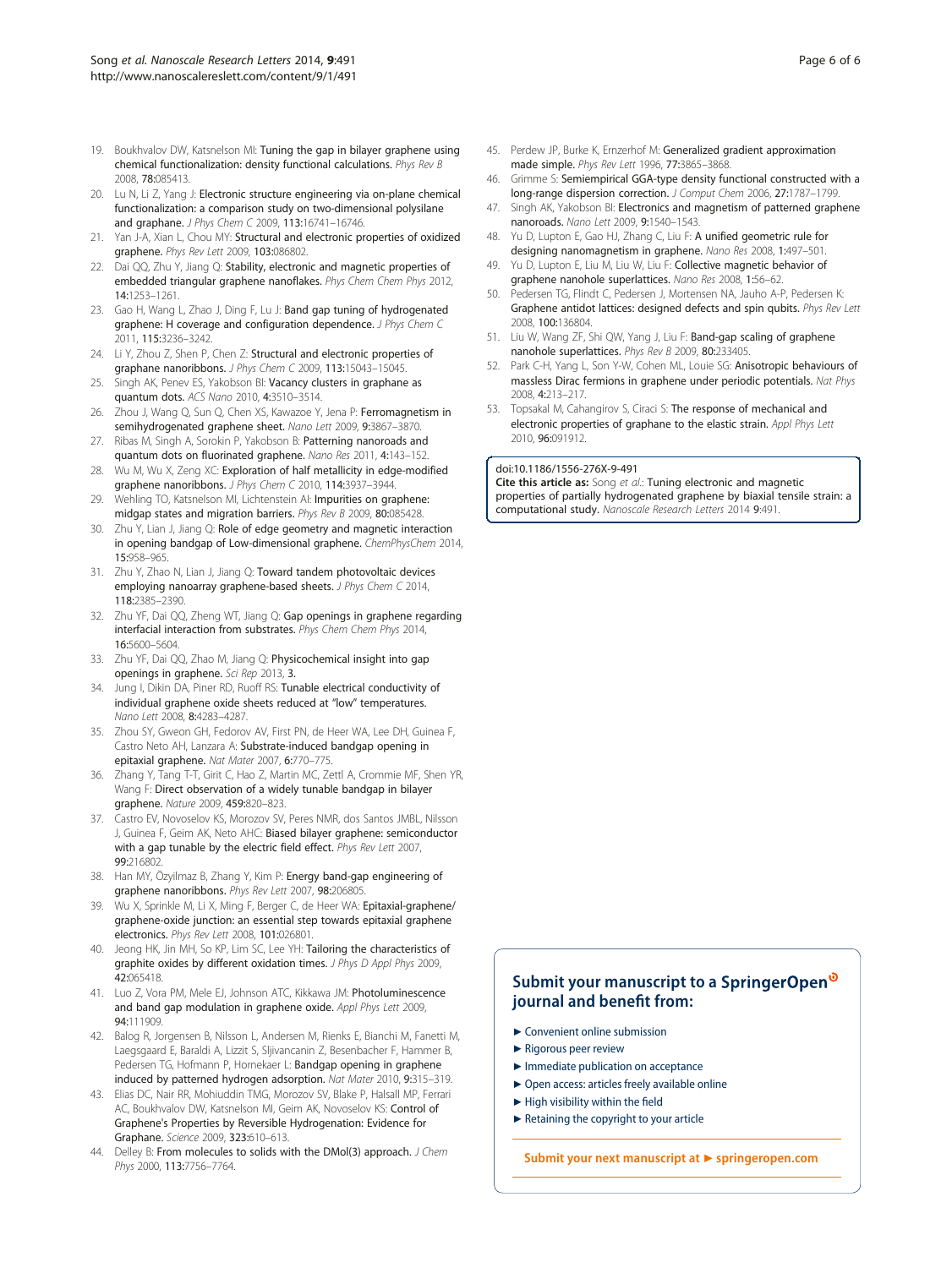19. Boukhvalov DW, Katsnelson MI: Tuning the gap in bilayer graphene using chemical functionalization: density functional calculations. *Phys Rev B* 2008, **78:**085413.
20. Lu N, Li Z, Yang J: Electronic structure engineering via on-plane chemical functionalization: a comparison study on two-dimensional polysilane and graphane. *J Phys Chem C* 2009, **113:**16741–16746.
21. Yan J-A, Xian L, Chou MY: Structural and electronic properties of oxidized graphene. *Phys Rev Lett* 2009, **103:**086802.
22. Dai QQ, Zhu Y, Jiang Q: Stability, electronic and magnetic properties of embedded triangular graphene nanoflakes. *Phys Chem Chem Phys* 2012, **14:**1253–1261.
23. Gao H, Wang L, Zhao J, Ding F, Lu J: Band gap tuning of hydrogenated graphene: H coverage and configuration dependence. *J Phys Chem C* 2011, **115:**3236–3242.
24. Li Y, Zhou Z, Shen P, Chen Z: Structural and electronic properties of graphane nanoribbons. *J Phys Chem C* 2009, **113:**15043–15045.
25. Singh AK, Penev ES, Yakobson BI: Vacancy clusters in graphane as quantum dots. *ACS Nano* 2010, **4:**3510–3514.
26. Zhou J, Wang Q, Sun Q, Chen XS, Kawazoe Y, Jena P: Ferromagnetism in semihydrogenated graphene sheet. *Nano Lett* 2009, **9:**3867–3870.
27. Ribas M, Singh A, Sorokin P, Yakobson B: Patterning nanoroads and quantum dots on fluorinated graphene. *Nano Res* 2011, **4:**143–152.
28. Wu M, Wu X, Zeng XC: Exploration of half metallicity in edge-modified graphene nanoribbons. *J Phys Chem C* 2010, **114:**3937–3944.
29. Wehling TO, Katsnelson MI, Lichtenstein AI: Impurities on graphene: midgap states and migration barriers. *Phys Rev B* 2009, **80:**085428.
30. Zhu Y, Lian J, Jiang Q: Role of edge geometry and magnetic interaction in opening bandgap of Low-dimensional graphene. *ChemPhysChem* 2014, **15:**958–965.
31. Zhu Y, Zhao N, Lian J, Jiang Q: Toward tandem photovoltaic devices employing nanoarray graphene-based sheets. *J Phys Chem C* 2014, **118:**2385–2390.
32. Zhu YF, Dai QQ, Zheng WT, Jiang Q: Gap openings in graphene regarding interfacial interaction from substrates. *Phys Chem Chem Phys* 2014, **16:**5600–5604.
33. Zhu YF, Dai QQ, Zhao M, Jiang Q: Physicochemical insight into gap openings in graphene. *Sci Rep* 2013, **3.**
34. Jung I, Dikin DA, Piner RD, Ruoff RS: Tunable electrical conductivity of individual graphene oxide sheets reduced at "low" temperatures. *Nano Lett* 2008, **8:**4283–4287.
35. Zhou SY, Gweon GH, Fedorov AV, First PN, de Heer WA, Lee DH, Guinea F, Castro Neto AH, Lanzara A: Substrate-induced bandgap opening in epitaxial graphene. *Nat Mater* 2007, **6:**770–775.
36. Zhang Y, Tang T-T, Girit C, Hao Z, Martin MC, Zettl A, Crommie MF, Shen YR, Wang F: Direct observation of a widely tunable bandgap in bilayer graphene. *Nature* 2009, **459:**820–823.
37. Castro EV, Novoselov KS, Morozov SV, Peres NMR, dos Santos JMBL, Nilsson J, Guinea F, Geim AK, Neto AHC: Biased bilayer graphene: semiconductor with a gap tunable by the electric field effect. *Phys Rev Lett* 2007, **99:**216802.
38. Han MY, Özyilmaz B, Zhang Y, Kim P: Energy band-gap engineering of graphene nanoribbons. *Phys Rev Lett* 2007, **98:**206805.
39. Wu X, Sprinkle M, Li X, Ming F, Berger C, de Heer WA: Epitaxial-graphene/graphene-oxide junction: an essential step towards epitaxial graphene electronics. *Phys Rev Lett* 2008, **101:**026801.
40. Jeong HK, Jin MH, So KP, Lim SC, Lee YH: Tailoring the characteristics of graphite oxides by different oxidation times. *J Phys D Appl Phys* 2009, **42:**065418.
41. Luo Z, Vora PM, Mele EJ, Johnson ATC, Kikkawa JM: Photoluminescence and band gap modulation in graphene oxide. *Appl Phys Lett* 2009, **94:**111909.
42. Balog R, Jorgensen B, Nilsson L, Andersen M, Rienks E, Bianchi M, Fanetti M, Laegsgaard E, Baraldi A, Lizzit S, Sljivancanin Z, Besenbacher F, Hammer B, Pedersen TG, Hofmann P, Hornekaer L: Bandgap opening in graphene induced by patterned hydrogen adsorption. *Nat Mater* 2010, **9:**315–319.
43. Elias DC, Nair RR, Mohiuddin TMG, Morozov SV, Blake P, Halsall MP, Ferrari AC, Boukhvalov DW, Katsnelson MI, Geim AK, Novoselov KS: Control of Graphene's Properties by Reversible Hydrogenation: Evidence for Graphane. *Science* 2009, **323:**610–613.
44. Delley B: From molecules to solids with the DMol(3) approach. *J Chem Phys* 2000, **113:**7756–7764.
45. Perdew JP, Burke K, Ernzerhof M: Generalized gradient approximation made simple. *Phys Rev Lett* 1996, **77:**3865–3868.
46. Grimme S: Semiempirical GGA-type density functional constructed with a long-range dispersion correction. *J Comput Chem* 2006, **27:**1787–1799.
47. Singh AK, Yakobson BI: Electronics and magnetism of patterned graphene nanoroads. *Nano Lett* 2009, **9:**1540–1543.
48. Yu D, Lupton E, Gao HJ, Zhang C, Liu F: A unified geometric rule for designing nanomagnetism in graphene. *Nano Res* 2008, **1:**497–501.
49. Yu D, Lupton E, Liu M, Liu W, Liu F: Collective magnetic behavior of graphene nanohole superlattices. *Nano Res* 2008, **1:**56–62.
50. Pedersen TG, Flindt C, Pedersen J, Mortensen NA, Jauho A-P, Pedersen K: Graphene antidot lattices: designed defects and spin qubits. *Phys Rev Lett* 2008, **100:**136804.
51. Liu W, Wang ZF, Shi QW, Yang J, Liu F: Band-gap scaling of graphene nanohole superlattices. *Phys Rev B* 2009, **80:**233405.
52. Park C-H, Yang L, Son Y-W, Cohen ML, Louie SG: Anisotropic behaviours of massless Dirac fermions in graphene under periodic potentials. *Nat Phys* 2008, **4:**213–217.
53. Topsakal M, Cahangirov S, Ciraci S: The response of mechanical and electronic properties of graphane to the elastic strain. *Appl Phys Lett* 2010, **96:**091912.

doi:10.1186/1556-276X-9-491
**Cite this article as:** Song *et al.*: Tuning electronic and magnetic properties of partially hydrogenated graphene by biaxial tensile strain: a computational study. *Nanoscale Research Letters* 2014 **9**:491.

## Submit your manuscript to a SpringerOpen journal and benefit from:

- ► Convenient online submission
- ► Rigorous peer review
- ► Immediate publication on acceptance
- ► Open access: articles freely available online
- ► High visibility within the field
- ► Retaining the copyright to your article

**Submit your next manuscript at ► springeropen.com**